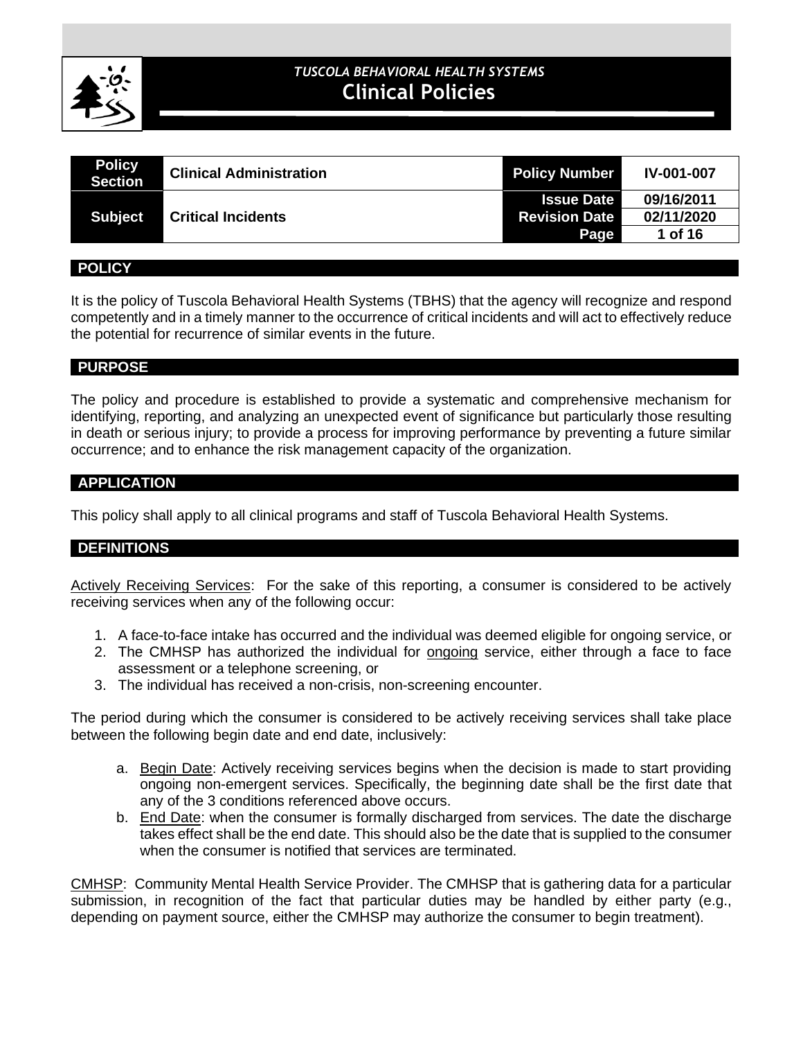*TUSCOLA BEHAVIORAL HEALTH SYSTEMS*

# Clinical Policies

| Policy Section | Clinical Administration | Policy Number | IV-001-007 |
|---|---|---|---|
| Subject | Critical Incidents | Issue Date | 09/16/2011 |
| | | Revision Date | 02/11/2020 |
| | | Page | 1 of 16 |

## POLICY

It is the policy of Tuscola Behavioral Health Systems (TBHS) that the agency will recognize and respond competently and in a timely manner to the occurrence of critical incidents and will act to effectively reduce the potential for recurrence of similar events in the future.

## PURPOSE

The policy and procedure is established to provide a systematic and comprehensive mechanism for identifying, reporting, and analyzing an unexpected event of significance but particularly those resulting in death or serious injury; to provide a process for improving performance by preventing a future similar occurrence; and to enhance the risk management capacity of the organization.

## APPLICATION

This policy shall apply to all clinical programs and staff of Tuscola Behavioral Health Systems.

## DEFINITIONS

Actively Receiving Services: For the sake of this reporting, a consumer is considered to be actively receiving services when any of the following occur:

1. A face-to-face intake has occurred and the individual was deemed eligible for ongoing service, or
2. The CMHSP has authorized the individual for ongoing service, either through a face to face assessment or a telephone screening, or
3. The individual has received a non-crisis, non-screening encounter.

The period during which the consumer is considered to be actively receiving services shall take place between the following begin date and end date, inclusively:

a. Begin Date: Actively receiving services begins when the decision is made to start providing ongoing non-emergent services. Specifically, the beginning date shall be the first date that any of the 3 conditions referenced above occurs.
b. End Date: when the consumer is formally discharged from services. The date the discharge takes effect shall be the end date. This should also be the date that is supplied to the consumer when the consumer is notified that services are terminated.

CMHSP: Community Mental Health Service Provider. The CMHSP that is gathering data for a particular submission, in recognition of the fact that particular duties may be handled by either party (e.g., depending on payment source, either the CMHSP may authorize the consumer to begin treatment).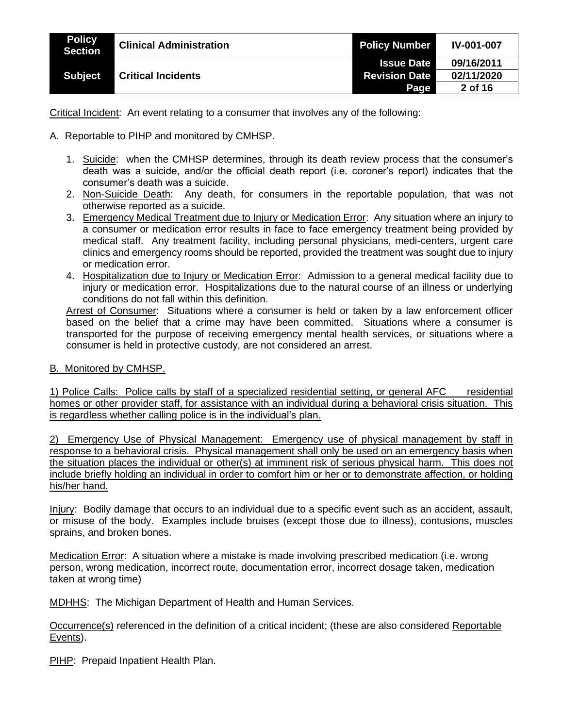Critical Incident: An event relating to a consumer that involves any of the following:

A. Reportable to PIHP and monitored by CMHSP.

1. Suicide: when the CMHSP determines, through its death review process that the consumer's death was a suicide, and/or the official death report (i.e. coroner's report) indicates that the consumer's death was a suicide.
2. Non-Suicide Death: Any death, for consumers in the reportable population, that was not otherwise reported as a suicide.
3. Emergency Medical Treatment due to Injury or Medication Error: Any situation where an injury to a consumer or medication error results in face to face emergency treatment being provided by medical staff. Any treatment facility, including personal physicians, medi-centers, urgent care clinics and emergency rooms should be reported, provided the treatment was sought due to injury or medication error.
4. Hospitalization due to Injury or Medication Error: Admission to a general medical facility due to injury or medication error. Hospitalizations due to the natural course of an illness or underlying conditions do not fall within this definition.

Arrest of Consumer: Situations where a consumer is held or taken by a law enforcement officer based on the belief that a crime may have been committed. Situations where a consumer is transported for the purpose of receiving emergency mental health services, or situations where a consumer is held in protective custody, are not considered an arrest.

B. Monitored by CMHSP.

1) Police Calls: Police calls by staff of a specialized residential setting, or general AFC residential homes or other provider staff, for assistance with an individual during a behavioral crisis situation. This is regardless whether calling police is in the individual's plan.

2) Emergency Use of Physical Management: Emergency use of physical management by staff in response to a behavioral crisis. Physical management shall only be used on an emergency basis when the situation places the individual or other(s) at imminent risk of serious physical harm. This does not include briefly holding an individual in order to comfort him or her or to demonstrate affection, or holding his/her hand.

Injury: Bodily damage that occurs to an individual due to a specific event such as an accident, assault, or misuse of the body. Examples include bruises (except those due to illness), contusions, muscles sprains, and broken bones.

Medication Error: A situation where a mistake is made involving prescribed medication (i.e. wrong person, wrong medication, incorrect route, documentation error, incorrect dosage taken, medication taken at wrong time)

MDHHS: The Michigan Department of Health and Human Services.

Occurrence(s) referenced in the definition of a critical incident; (these are also considered Reportable Events).

PIHP: Prepaid Inpatient Health Plan.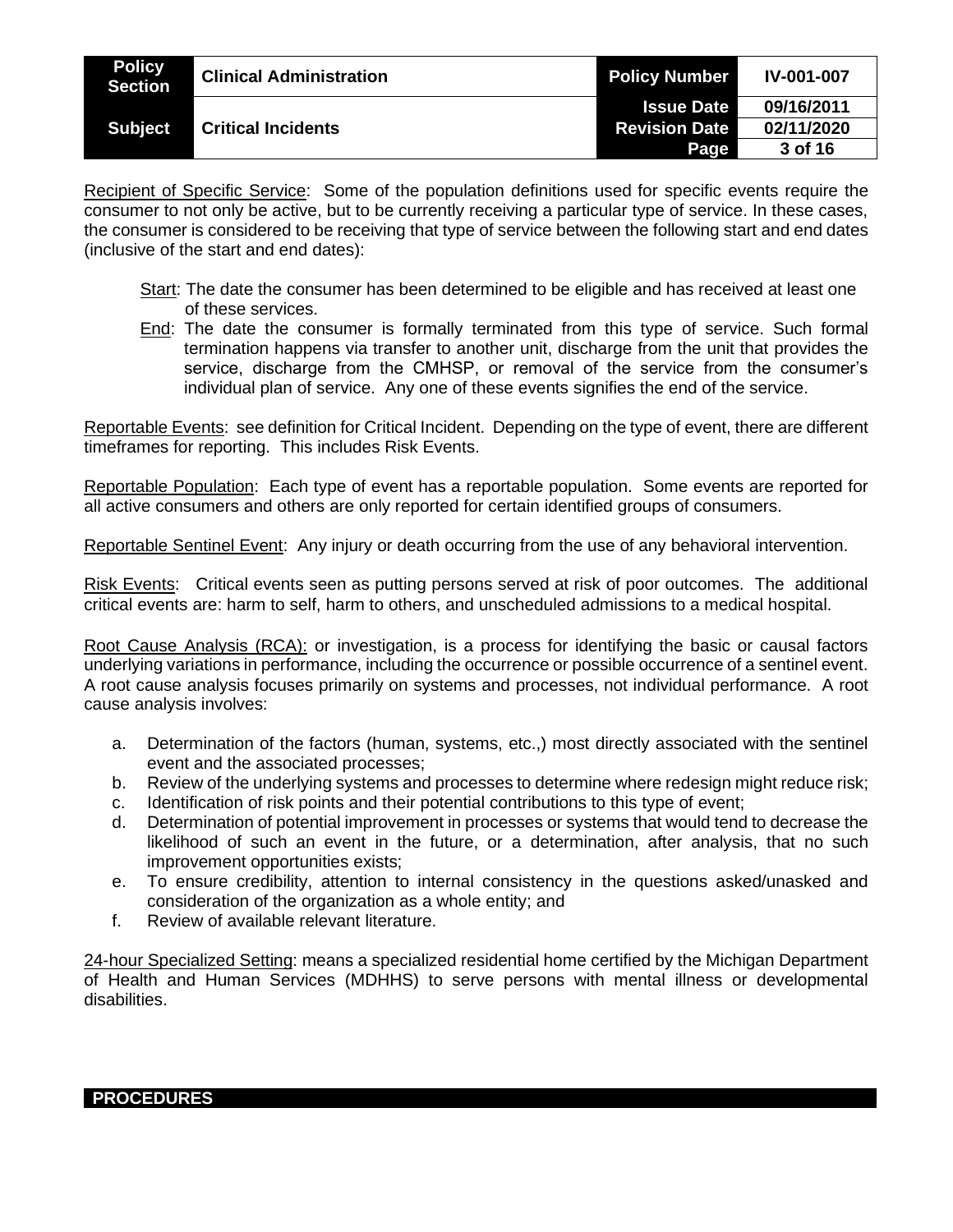Recipient of Specific Service: Some of the population definitions used for specific events require the consumer to not only be active, but to be currently receiving a particular type of service. In these cases, the consumer is considered to be receiving that type of service between the following start and end dates (inclusive of the start and end dates):

Start: The date the consumer has been determined to be eligible and has received at least one of these services.
End: The date the consumer is formally terminated from this type of service. Such formal termination happens via transfer to another unit, discharge from the unit that provides the service, discharge from the CMHSP, or removal of the service from the consumer's individual plan of service. Any one of these events signifies the end of the service.

Reportable Events: see definition for Critical Incident. Depending on the type of event, there are different timeframes for reporting. This includes Risk Events.

Reportable Population: Each type of event has a reportable population. Some events are reported for all active consumers and others are only reported for certain identified groups of consumers.

Reportable Sentinel Event: Any injury or death occurring from the use of any behavioral intervention.

Risk Events: Critical events seen as putting persons served at risk of poor outcomes. The additional critical events are: harm to self, harm to others, and unscheduled admissions to a medical hospital.

Root Cause Analysis (RCA): or investigation, is a process for identifying the basic or causal factors underlying variations in performance, including the occurrence or possible occurrence of a sentinel event. A root cause analysis focuses primarily on systems and processes, not individual performance. A root cause analysis involves:

a. Determination of the factors (human, systems, etc.,) most directly associated with the sentinel event and the associated processes;
b. Review of the underlying systems and processes to determine where redesign might reduce risk;
c. Identification of risk points and their potential contributions to this type of event;
d. Determination of potential improvement in processes or systems that would tend to decrease the likelihood of such an event in the future, or a determination, after analysis, that no such improvement opportunities exists;
e. To ensure credibility, attention to internal consistency in the questions asked/unasked and consideration of the organization as a whole entity; and
f. Review of available relevant literature.

24-hour Specialized Setting: means a specialized residential home certified by the Michigan Department of Health and Human Services (MDHHS) to serve persons with mental illness or developmental disabilities.

## PROCEDURES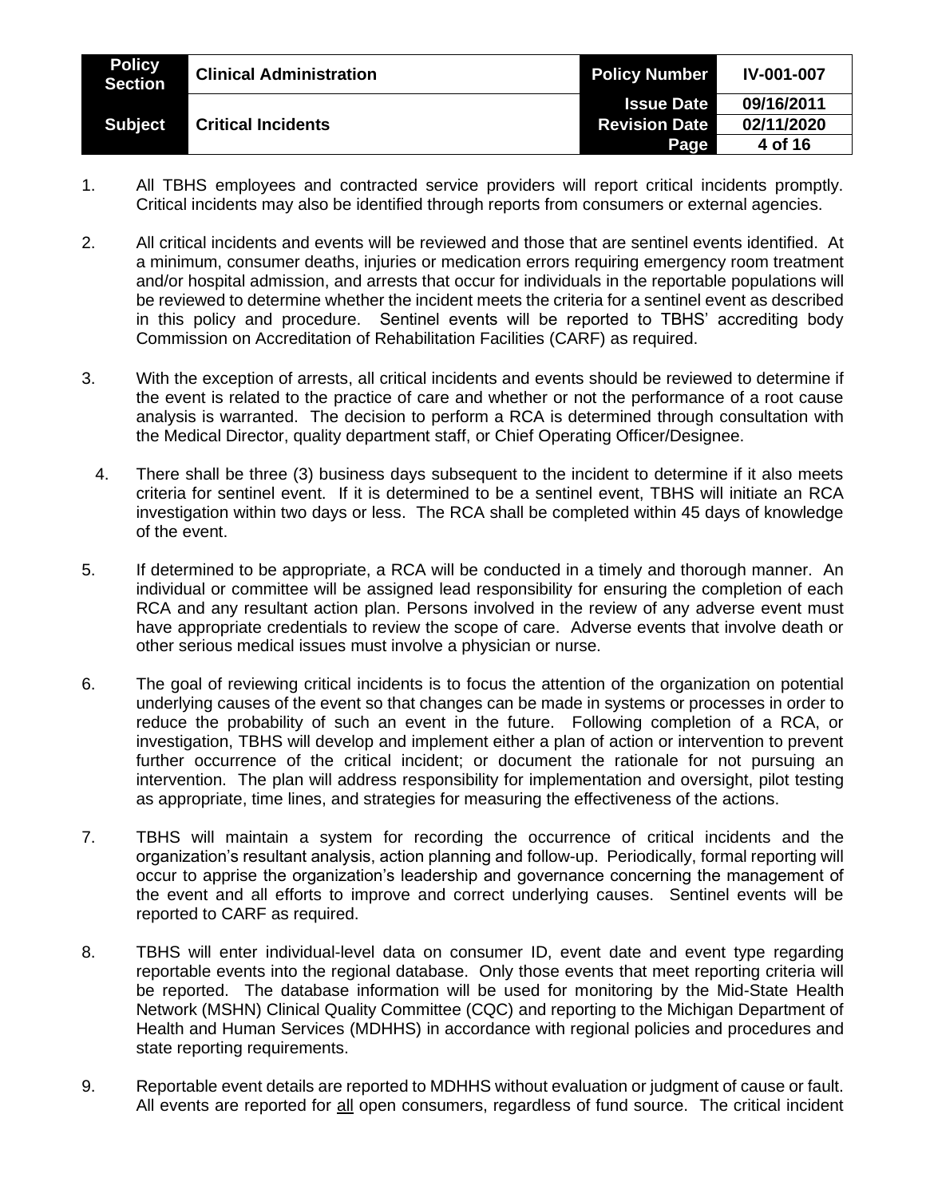1. All TBHS employees and contracted service providers will report critical incidents promptly. Critical incidents may also be identified through reports from consumers or external agencies.

2. All critical incidents and events will be reviewed and those that are sentinel events identified. At a minimum, consumer deaths, injuries or medication errors requiring emergency room treatment and/or hospital admission, and arrests that occur for individuals in the reportable populations will be reviewed to determine whether the incident meets the criteria for a sentinel event as described in this policy and procedure. Sentinel events will be reported to TBHS' accrediting body Commission on Accreditation of Rehabilitation Facilities (CARF) as required.

3. With the exception of arrests, all critical incidents and events should be reviewed to determine if the event is related to the practice of care and whether or not the performance of a root cause analysis is warranted. The decision to perform a RCA is determined through consultation with the Medical Director, quality department staff, or Chief Operating Officer/Designee.

4. There shall be three (3) business days subsequent to the incident to determine if it also meets criteria for sentinel event. If it is determined to be a sentinel event, TBHS will initiate an RCA investigation within two days or less. The RCA shall be completed within 45 days of knowledge of the event.

5. If determined to be appropriate, a RCA will be conducted in a timely and thorough manner. An individual or committee will be assigned lead responsibility for ensuring the completion of each RCA and any resultant action plan. Persons involved in the review of any adverse event must have appropriate credentials to review the scope of care. Adverse events that involve death or other serious medical issues must involve a physician or nurse.

6. The goal of reviewing critical incidents is to focus the attention of the organization on potential underlying causes of the event so that changes can be made in systems or processes in order to reduce the probability of such an event in the future. Following completion of a RCA, or investigation, TBHS will develop and implement either a plan of action or intervention to prevent further occurrence of the critical incident; or document the rationale for not pursuing an intervention. The plan will address responsibility for implementation and oversight, pilot testing as appropriate, time lines, and strategies for measuring the effectiveness of the actions.

7. TBHS will maintain a system for recording the occurrence of critical incidents and the organization's resultant analysis, action planning and follow-up. Periodically, formal reporting will occur to apprise the organization's leadership and governance concerning the management of the event and all efforts to improve and correct underlying causes. Sentinel events will be reported to CARF as required.

8. TBHS will enter individual-level data on consumer ID, event date and event type regarding reportable events into the regional database. Only those events that meet reporting criteria will be reported. The database information will be used for monitoring by the Mid-State Health Network (MSHN) Clinical Quality Committee (CQC) and reporting to the Michigan Department of Health and Human Services (MDHHS) in accordance with regional policies and procedures and state reporting requirements.

9. Reportable event details are reported to MDHHS without evaluation or judgment of cause or fault. All events are reported for all open consumers, regardless of fund source. The critical incident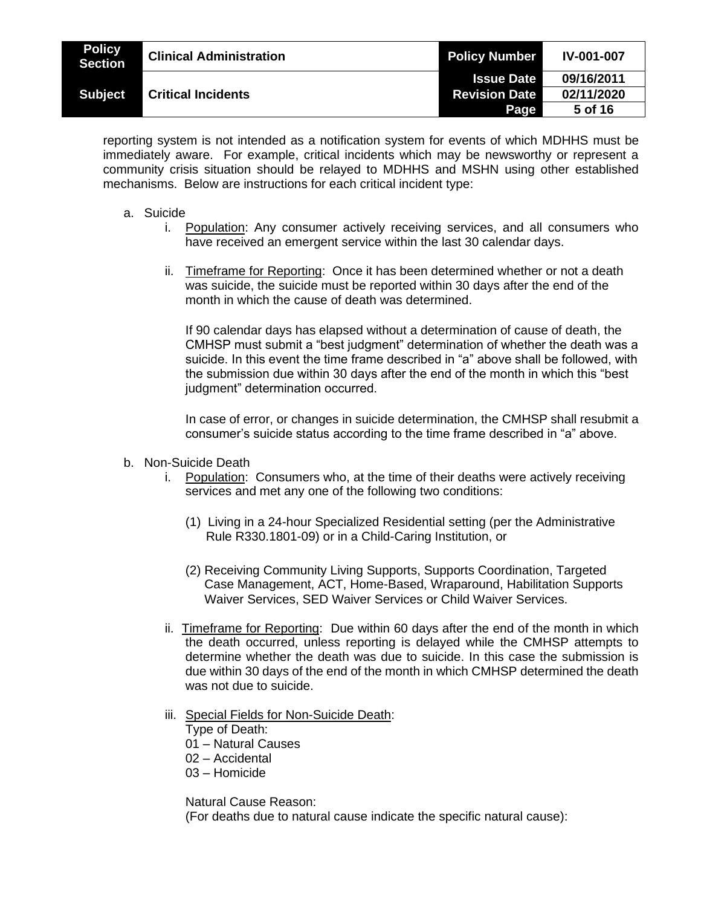reporting system is not intended as a notification system for events of which MDHHS must be immediately aware. For example, critical incidents which may be newsworthy or represent a community crisis situation should be relayed to MDHHS and MSHN using other established mechanisms. Below are instructions for each critical incident type:

a. Suicide
   i. Population: Any consumer actively receiving services, and all consumers who have received an emergent service within the last 30 calendar days.

   ii. Timeframe for Reporting: Once it has been determined whether or not a death was suicide, the suicide must be reported within 30 days after the end of the month in which the cause of death was determined.

      If 90 calendar days has elapsed without a determination of cause of death, the CMHSP must submit a "best judgment" determination of whether the death was a suicide. In this event the time frame described in "a" above shall be followed, with the submission due within 30 days after the end of the month in which this "best judgment" determination occurred.

      In case of error, or changes in suicide determination, the CMHSP shall resubmit a consumer's suicide status according to the time frame described in "a" above.

b. Non-Suicide Death
   i. Population: Consumers who, at the time of their deaths were actively receiving services and met any one of the following two conditions:

      (1) Living in a 24-hour Specialized Residential setting (per the Administrative Rule R330.1801-09) or in a Child-Caring Institution, or

      (2) Receiving Community Living Supports, Supports Coordination, Targeted Case Management, ACT, Home-Based, Wraparound, Habilitation Supports Waiver Services, SED Waiver Services or Child Waiver Services.

   ii. Timeframe for Reporting: Due within 60 days after the end of the month in which the death occurred, unless reporting is delayed while the CMHSP attempts to determine whether the death was due to suicide. In this case the submission is due within 30 days of the end of the month in which CMHSP determined the death was not due to suicide.

   iii. Special Fields for Non-Suicide Death:
      Type of Death:
      01 – Natural Causes
      02 – Accidental
      03 – Homicide

      Natural Cause Reason:
      (For deaths due to natural cause indicate the specific natural cause):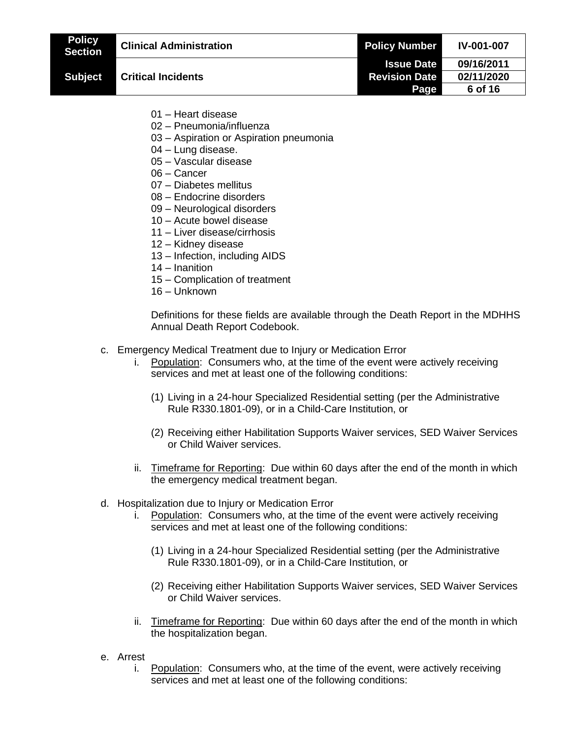01 – Heart disease
02 – Pneumonia/influenza
03 – Aspiration or Aspiration pneumonia
04 – Lung disease.
05 – Vascular disease
06 – Cancer
07 – Diabetes mellitus
08 – Endocrine disorders
09 – Neurological disorders
10 – Acute bowel disease
11 – Liver disease/cirrhosis
12 – Kidney disease
13 – Infection, including AIDS
14 – Inanition
15 – Complication of treatment
16 – Unknown

Definitions for these fields are available through the Death Report in the MDHHS Annual Death Report Codebook.

c. Emergency Medical Treatment due to Injury or Medication Error
   i. Population: Consumers who, at the time of the event were actively receiving services and met at least one of the following conditions:

      (1) Living in a 24-hour Specialized Residential setting (per the Administrative Rule R330.1801-09), or in a Child-Care Institution, or

      (2) Receiving either Habilitation Supports Waiver services, SED Waiver Services or Child Waiver services.

   ii. Timeframe for Reporting: Due within 60 days after the end of the month in which the emergency medical treatment began.

d. Hospitalization due to Injury or Medication Error
   i. Population: Consumers who, at the time of the event were actively receiving services and met at least one of the following conditions:

      (1) Living in a 24-hour Specialized Residential setting (per the Administrative Rule R330.1801-09), or in a Child-Care Institution, or

      (2) Receiving either Habilitation Supports Waiver services, SED Waiver Services or Child Waiver services.

   ii. Timeframe for Reporting: Due within 60 days after the end of the month in which the hospitalization began.

e. Arrest
   i. Population: Consumers who, at the time of the event, were actively receiving services and met at least one of the following conditions: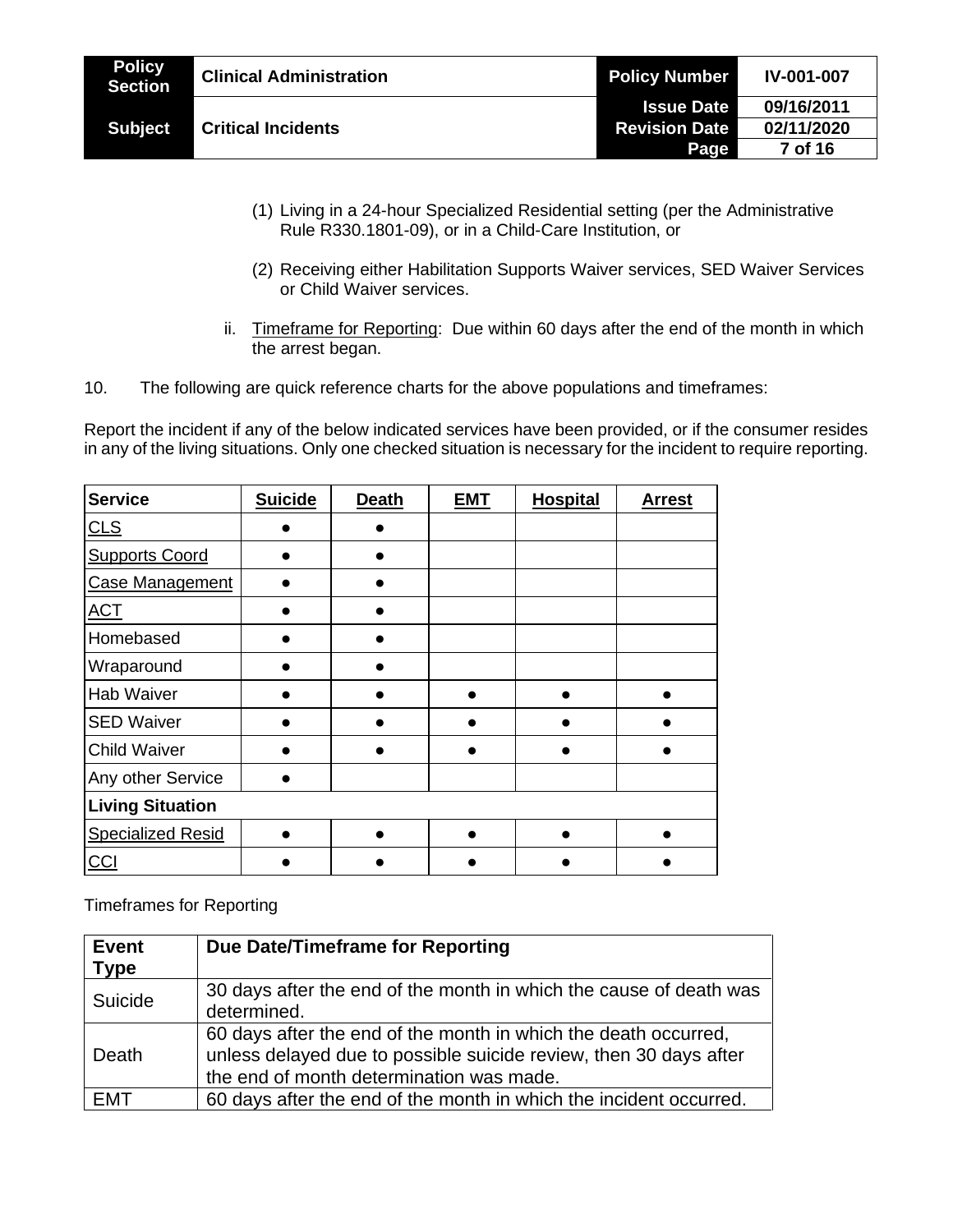(1) Living in a 24-hour Specialized Residential setting (per the Administrative Rule R330.1801-09), or in a Child-Care Institution, or

(2) Receiving either Habilitation Supports Waiver services, SED Waiver Services or Child Waiver services.

ii. Timeframe for Reporting: Due within 60 days after the end of the month in which the arrest began.

10. The following are quick reference charts for the above populations and timeframes:

Report the incident if any of the below indicated services have been provided, or if the consumer resides in any of the living situations. Only one checked situation is necessary for the incident to require reporting.

| Service | Suicide | Death | EMT | Hospital | Arrest |
|---|---|---|---|---|---|
| CLS | ● | ● | | | |
| Supports Coord | ● | ● | | | |
| Case Management | ● | ● | | | |
| ACT | ● | ● | | | |
| Homebased | ● | ● | | | |
| Wraparound | ● | ● | | | |
| Hab Waiver | ● | ● | ● | ● | ● |
| SED Waiver | ● | ● | ● | ● | ● |
| Child Waiver | ● | ● | ● | ● | ● |
| Any other Service | ● | | | | |
| **Living Situation** | | | | | |
| Specialized Resid | ● | ● | ● | ● | ● |
| CCI | ● | ● | ● | ● | ● |

Timeframes for Reporting

| Event Type | Due Date/Timeframe for Reporting |
|---|---|
| Suicide | 30 days after the end of the month in which the cause of death was determined. |
| Death | 60 days after the end of the month in which the death occurred, unless delayed due to possible suicide review, then 30 days after the end of month determination was made. |
| EMT | 60 days after the end of the month in which the incident occurred. |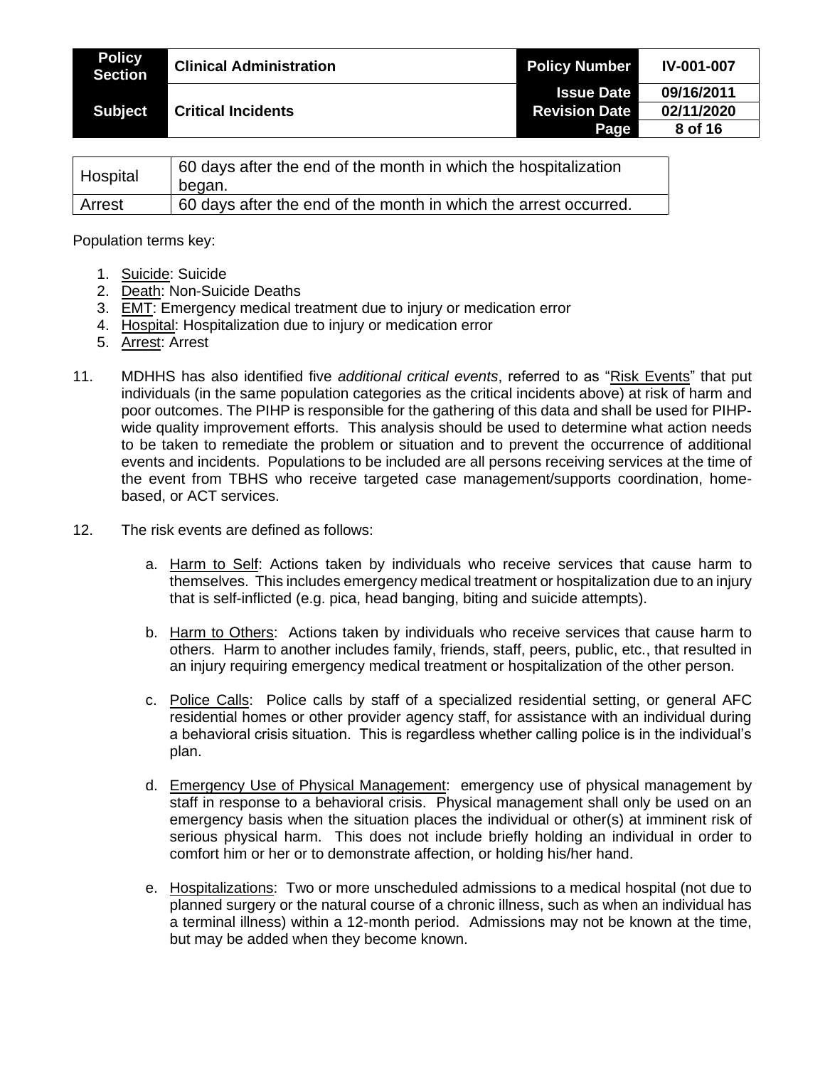| Hospital | 60 days after the end of the month in which the hospitalization began. |
|---|---|
| Arrest | 60 days after the end of the month in which the arrest occurred. |

Population terms key:

1. Suicide: Suicide
2. Death: Non-Suicide Deaths
3. EMT: Emergency medical treatment due to injury or medication error
4. Hospital: Hospitalization due to injury or medication error
5. Arrest: Arrest

11. MDHHS has also identified five *additional critical events*, referred to as "Risk Events" that put individuals (in the same population categories as the critical incidents above) at risk of harm and poor outcomes. The PIHP is responsible for the gathering of this data and shall be used for PIHP-wide quality improvement efforts. This analysis should be used to determine what action needs to be taken to remediate the problem or situation and to prevent the occurrence of additional events and incidents. Populations to be included are all persons receiving services at the time of the event from TBHS who receive targeted case management/supports coordination, home-based, or ACT services.

12. The risk events are defined as follows:

    a. Harm to Self: Actions taken by individuals who receive services that cause harm to themselves. This includes emergency medical treatment or hospitalization due to an injury that is self-inflicted (e.g. pica, head banging, biting and suicide attempts).

    b. Harm to Others: Actions taken by individuals who receive services that cause harm to others. Harm to another includes family, friends, staff, peers, public, etc., that resulted in an injury requiring emergency medical treatment or hospitalization of the other person.

    c. Police Calls: Police calls by staff of a specialized residential setting, or general AFC residential homes or other provider agency staff, for assistance with an individual during a behavioral crisis situation. This is regardless whether calling police is in the individual's plan.

    d. Emergency Use of Physical Management: emergency use of physical management by staff in response to a behavioral crisis. Physical management shall only be used on an emergency basis when the situation places the individual or other(s) at imminent risk of serious physical harm. This does not include briefly holding an individual in order to comfort him or her or to demonstrate affection, or holding his/her hand.

    e. Hospitalizations: Two or more unscheduled admissions to a medical hospital (not due to planned surgery or the natural course of a chronic illness, such as when an individual has a terminal illness) within a 12-month period. Admissions may not be known at the time, but may be added when they become known.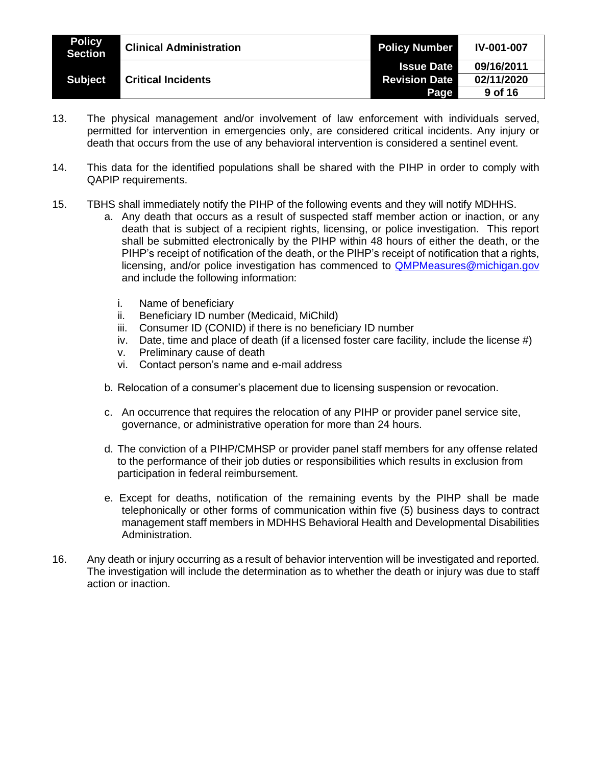13. The physical management and/or involvement of law enforcement with individuals served, permitted for intervention in emergencies only, are considered critical incidents. Any injury or death that occurs from the use of any behavioral intervention is considered a sentinel event.

14. This data for the identified populations shall be shared with the PIHP in order to comply with QAPIP requirements.

15. TBHS shall immediately notify the PIHP of the following events and they will notify MDHHS.
    a. Any death that occurs as a result of suspected staff member action or inaction, or any death that is subject of a recipient rights, licensing, or police investigation. This report shall be submitted electronically by the PIHP within 48 hours of either the death, or the PIHP's receipt of notification of the death, or the PIHP's receipt of notification that a rights, licensing, and/or police investigation has commenced to QMPMeasures@michigan.gov and include the following information:

       i. Name of beneficiary
       ii. Beneficiary ID number (Medicaid, MiChild)
       iii. Consumer ID (CONID) if there is no beneficiary ID number
       iv. Date, time and place of death (if a licensed foster care facility, include the license #)
       v. Preliminary cause of death
       vi. Contact person's name and e-mail address

    b. Relocation of a consumer's placement due to licensing suspension or revocation.

    c. An occurrence that requires the relocation of any PIHP or provider panel service site, governance, or administrative operation for more than 24 hours.

    d. The conviction of a PIHP/CMHSP or provider panel staff members for any offense related to the performance of their job duties or responsibilities which results in exclusion from participation in federal reimbursement.

    e. Except for deaths, notification of the remaining events by the PIHP shall be made telephonically or other forms of communication within five (5) business days to contract management staff members in MDHHS Behavioral Health and Developmental Disabilities Administration.

16. Any death or injury occurring as a result of behavior intervention will be investigated and reported. The investigation will include the determination as to whether the death or injury was due to staff action or inaction.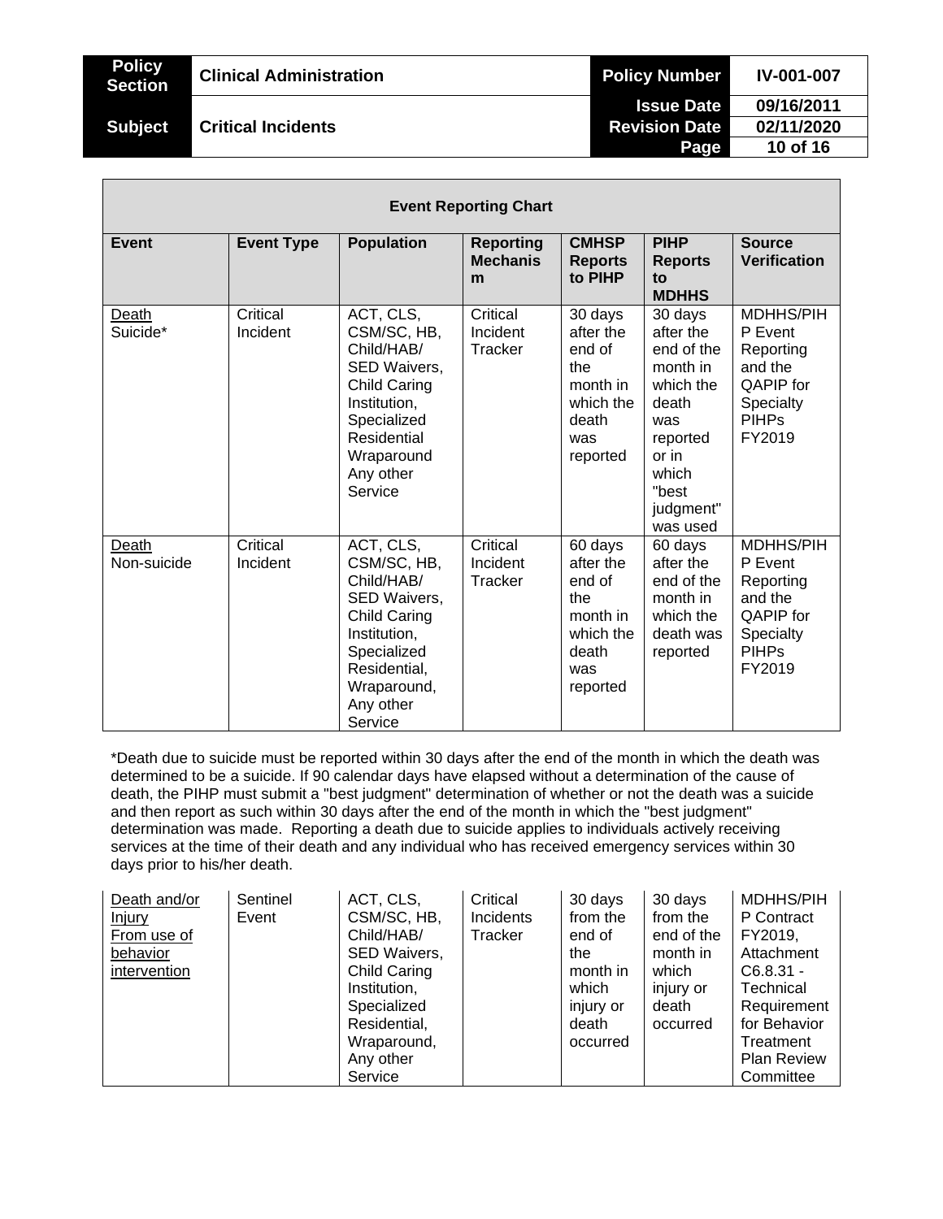| Event Reporting Chart | | | | | | |
|---|---|---|---|---|---|---|
| **Event** | **Event Type** | **Population** | **Reporting Mechanism** | **CMHSP Reports to PIHP** | **PIHP Reports to MDHHS** | **Source Verification** |
| Death Suicide* | Critical Incident | ACT, CLS, CSM/SC, HB, Child/HAB/ SED Waivers, Child Caring Institution, Specialized Residential Wraparound Any other Service | Critical Incident Tracker | 30 days after the end of the month in which the death was reported | 30 days after the end of the month in which the death was reported or in which "best judgment" was used | MDHHS/PIHP Event Reporting and the QAPIP for Specialty PIHPs FY2019 |
| Death Non-suicide | Critical Incident | ACT, CLS, CSM/SC, HB, Child/HAB/ SED Waivers, Child Caring Institution, Specialized Residential, Wraparound, Any other Service | Critical Incident Tracker | 60 days after the end of the month in which the death was reported | 60 days after the end of the month in which the death was reported | MDHHS/PIHP Event Reporting and the QAPIP for Specialty PIHPs FY2019 |

*Death due to suicide must be reported within 30 days after the end of the month in which the death was determined to be a suicide. If 90 calendar days have elapsed without a determination of the cause of death, the PIHP must submit a "best judgment" determination of whether or not the death was a suicide and then report as such within 30 days after the end of the month in which the "best judgment" determination was made. Reporting a death due to suicide applies to individuals actively receiving services at the time of their death and any individual who has received emergency services within 30 days prior to his/her death.

| Event | Event Type | Population | Reporting Mechanism | CMHSP Reports to PIHP | PIHP Reports to MDHHS | Source Verification |
|---|---|---|---|---|---|---|
| Death and/or Injury From use of behavior intervention | Sentinel Event | ACT, CLS, CSM/SC, HB, Child/HAB/ SED Waivers, Child Caring Institution, Specialized Residential, Wraparound, Any other Service | Critical Incidents Tracker | 30 days from the end of the month in which injury or death occurred | 30 days from the end of the month in which injury or death occurred | MDHHS/PIHP Contract FY2019, Attachment C6.8.31 - Technical Requirement for Behavior Treatment Plan Review Committee |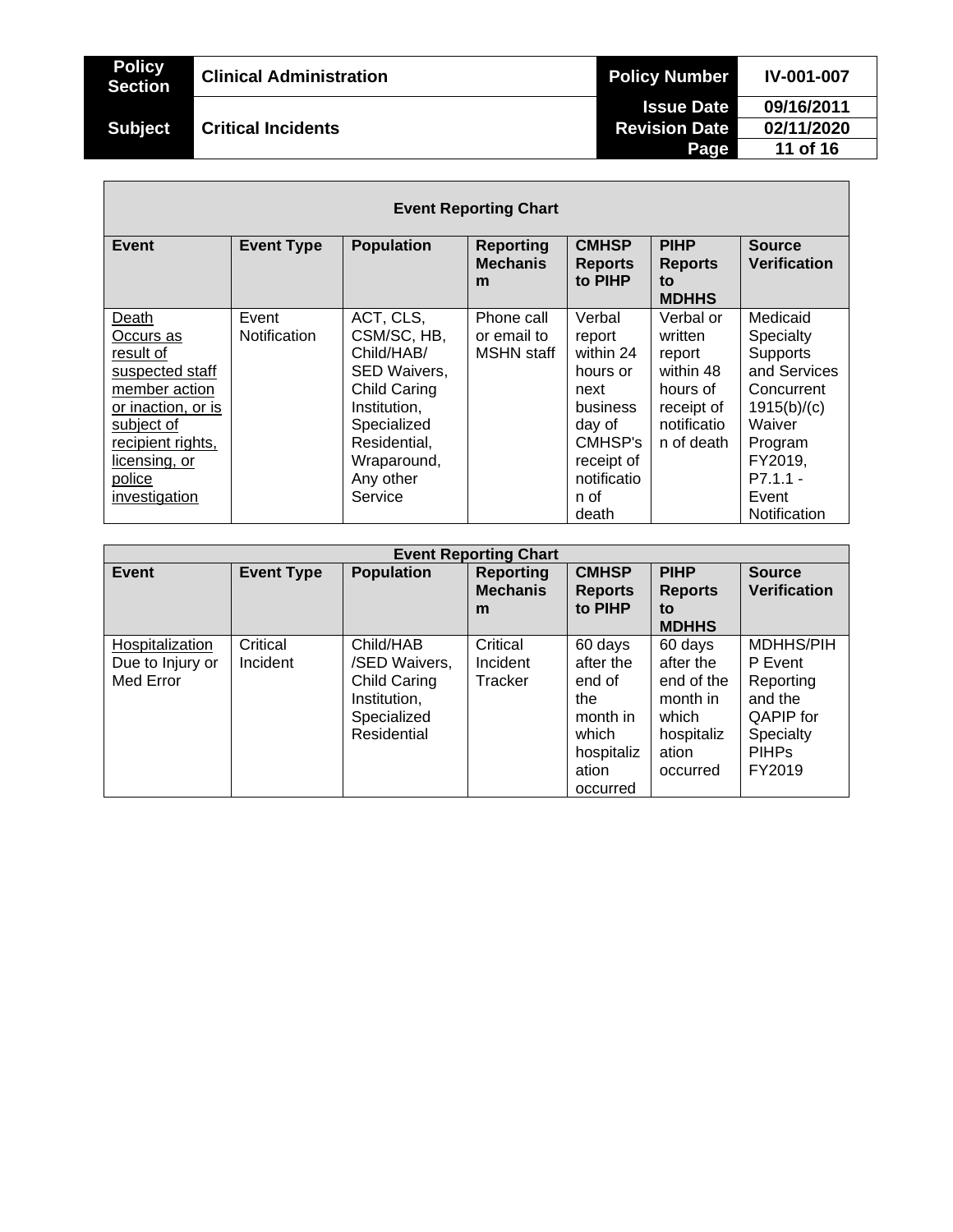| Event Reporting Chart | | | | | | |
|---|---|---|---|---|---|---|
| **Event** | **Event Type** | **Population** | **Reporting Mechanism** | **CMHSP Reports to PIHP** | **PIHP Reports to MDHHS** | **Source Verification** |
| Death Occurs as result of suspected staff member action or inaction, or is subject of recipient rights, licensing, or police investigation | Event Notification | ACT, CLS, CSM/SC, HB, Child/HAB/ SED Waivers, Child Caring Institution, Specialized Residential, Wraparound, Any other Service | Phone call or email to MSHN staff | Verbal report within 24 hours or next business day of CMHSP's receipt of notification of death | Verbal or written report within 48 hours of receipt of notification of death | Medicaid Specialty Supports and Services Concurrent 1915(b)/(c) Waiver Program FY2019, P7.1.1 - Event Notification |

| Event Reporting Chart | | | | | | |
|---|---|---|---|---|---|---|
| **Event** | **Event Type** | **Population** | **Reporting Mechanism** | **CMHSP Reports to PIHP** | **PIHP Reports to MDHHS** | **Source Verification** |
| Hospitalization Due to Injury or Med Error | Critical Incident | Child/HAB /SED Waivers, Child Caring Institution, Specialized Residential | Critical Incident Tracker | 60 days after the end of the month in which hospitalization occurred | 60 days after the end of the month in which hospitalization occurred | MDHHS/PIHP Event Reporting and the QAPIP for Specialty PIHPs FY2019 |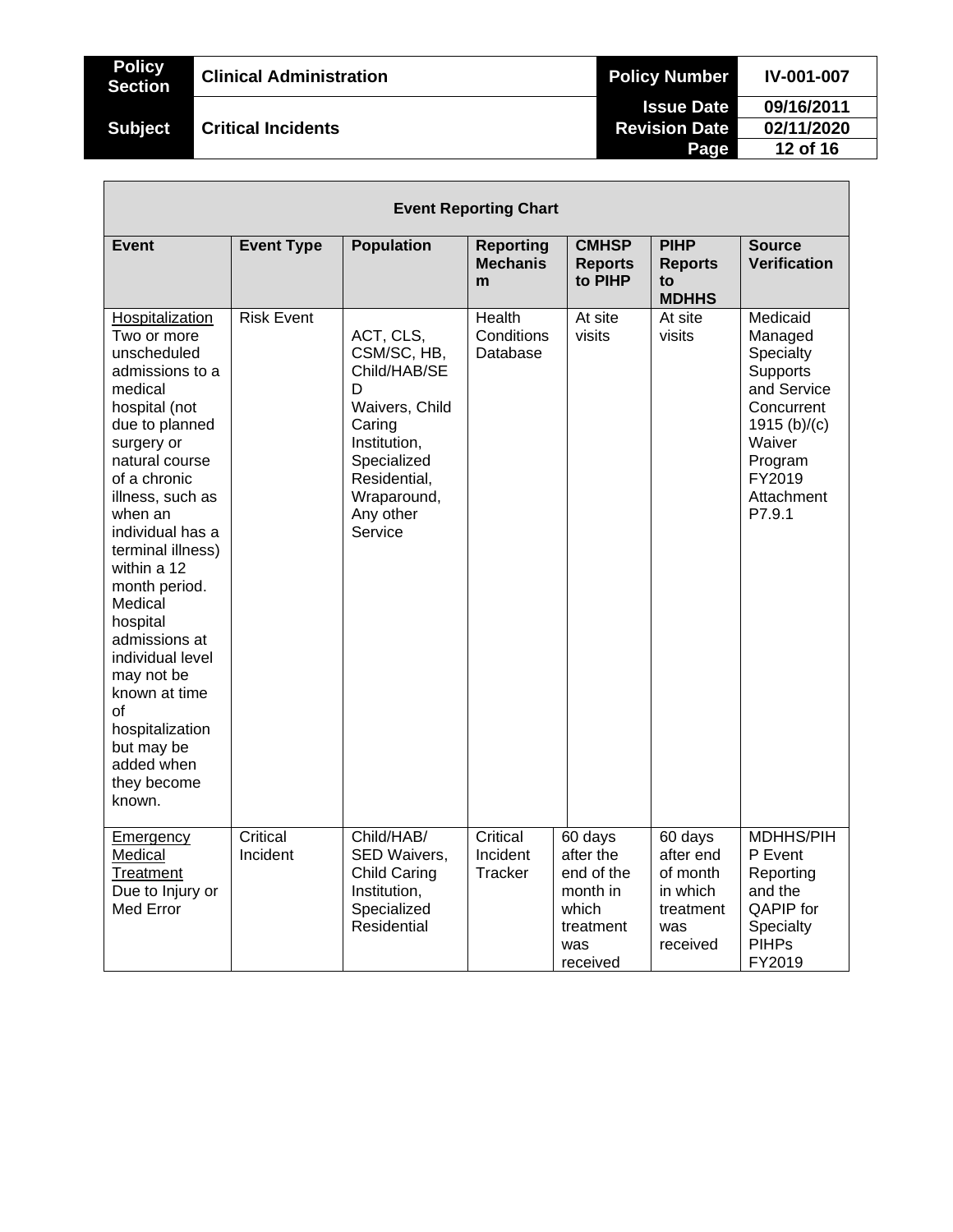| Event Reporting Chart | | | | | | |
|---|---|---|---|---|---|---|
| **Event** | **Event Type** | **Population** | **Reporting Mechanism** | **CMHSP Reports to PIHP** | **PIHP Reports to MDHHS** | **Source Verification** |
| Hospitalization Two or more unscheduled admissions to a medical hospital (not due to planned surgery or natural course of a chronic illness, such as when an individual has a terminal illness) within a 12 month period. Medical hospital admissions at individual level may not be known at time of hospitalization but may be added when they become known. | Risk Event | ACT, CLS, CSM/SC, HB, Child/HAB/SED Waivers, Child Caring Institution, Specialized Residential, Wraparound, Any other Service | Health Conditions Database | At site visits | At site visits | Medicaid Managed Specialty Supports and Service Concurrent 1915 (b)/(c) Waiver Program FY2019 Attachment P7.9.1 |
| Emergency Medical Treatment Due to Injury or Med Error | Critical Incident | Child/HAB/ SED Waivers, Child Caring Institution, Specialized Residential | Critical Incident Tracker | 60 days after the end of the month in which treatment was received | 60 days after end of month in which treatment was received | MDHHS/PIHP Event Reporting and the QAPIP for Specialty PIHPs FY2019 |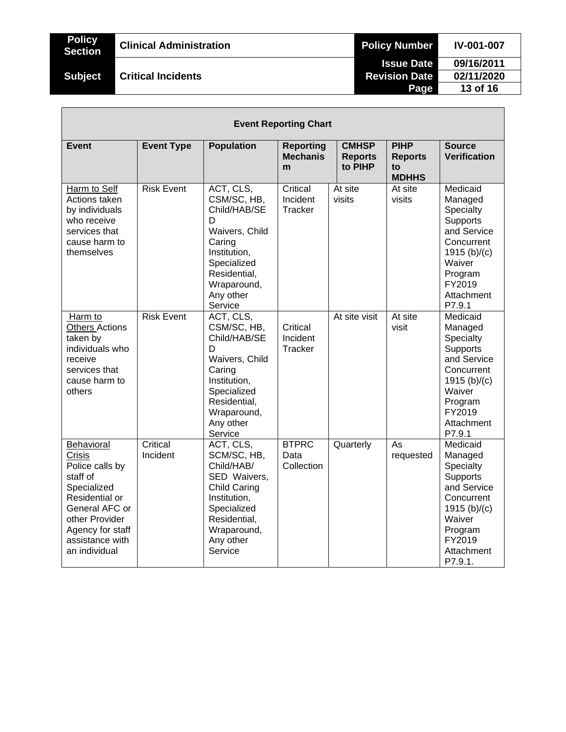| Event Reporting Chart | | | | | | |
|---|---|---|---|---|---|---|
| **Event** | **Event Type** | **Population** | **Reporting Mechanism** | **CMHSP Reports to PIHP** | **PIHP Reports to MDHHS** | **Source Verification** |
| Harm to Self Actions taken by individuals who receive services that cause harm to themselves | Risk Event | ACT, CLS, CSM/SC, HB, Child/HAB/SED Waivers, Child Caring Institution, Specialized Residential, Wraparound, Any other Service | Critical Incident Tracker | At site visits | At site visits | Medicaid Managed Specialty Supports and Service Concurrent 1915 (b)/(c) Waiver Program FY2019 Attachment P7.9.1 |
| Harm to Others Actions taken by individuals who receive services that cause harm to others | Risk Event | ACT, CLS, CSM/SC, HB, Child/HAB/SED Waivers, Child Caring Institution, Specialized Residential, Wraparound, Any other Service | Critical Incident Tracker | At site visit | At site visit | Medicaid Managed Specialty Supports and Service Concurrent 1915 (b)/(c) Waiver Program FY2019 Attachment P7.9.1 |
| Behavioral Crisis Police calls by staff of Specialized Residential or General AFC or other Provider Agency for staff assistance with an individual | Critical Incident | ACT, CLS, SCM/SC, HB, Child/HAB/ SED Waivers, Child Caring Institution, Specialized Residential, Wraparound, Any other Service | BTPRC Data Collection | Quarterly | As requested | Medicaid Managed Specialty Supports and Service Concurrent 1915 (b)/(c) Waiver Program FY2019 Attachment P7.9.1. |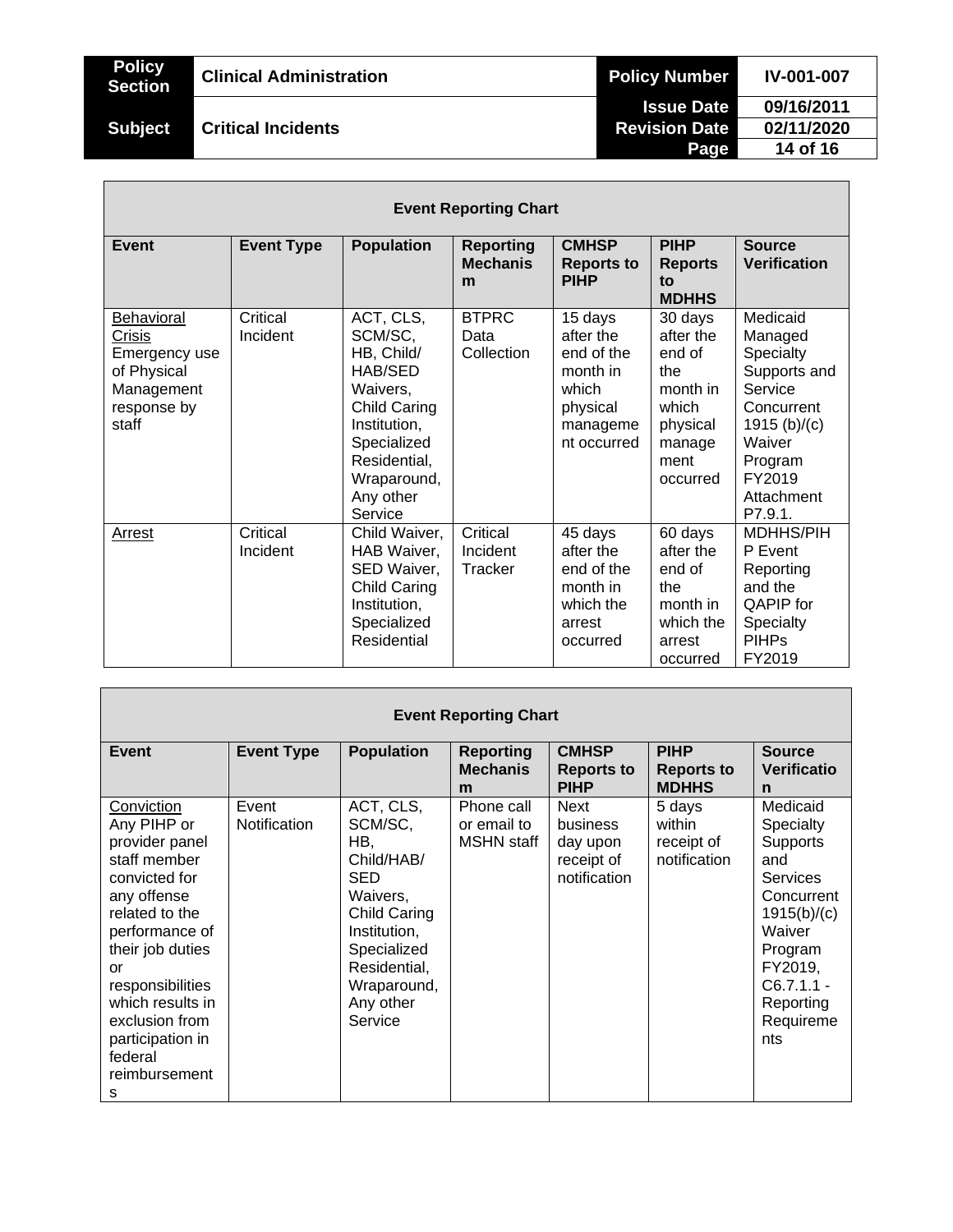| Event Reporting Chart | | | | | | |
|---|---|---|---|---|---|---|
| **Event** | **Event Type** | **Population** | **Reporting Mechanism** | **CMHSP Reports to PIHP** | **PIHP Reports to MDHHS** | **Source Verification** |
| Behavioral Crisis Emergency use of Physical Management response by staff | Critical Incident | ACT, CLS, SCM/SC, HB, Child/ HAB/SED Waivers, Child Caring Institution, Specialized Residential, Wraparound, Any other Service | BTPRC Data Collection | 15 days after the end of the month in which physical management occurred | 30 days after the end of the month in which physical management occurred | Medicaid Managed Specialty Supports and Service Concurrent 1915 (b)/(c) Waiver Program FY2019 Attachment P7.9.1. |
| Arrest | Critical Incident | Child Waiver, HAB Waiver, SED Waiver, Child Caring Institution, Specialized Residential | Critical Incident Tracker | 45 days after the end of the month in which the arrest occurred | 60 days after the end of the month in which the arrest occurred | MDHHS/PIHP Event Reporting and the QAPIP for Specialty PIHPs FY2019 |

| Event Reporting Chart | | | | | | |
|---|---|---|---|---|---|---|
| **Event** | **Event Type** | **Population** | **Reporting Mechanism** | **CMHSP Reports to PIHP** | **PIHP Reports to MDHHS** | **Source Verification** |
| Conviction Any PIHP or provider panel staff member convicted for any offense related to the performance of their job duties or responsibilities which results in exclusion from participation in federal reimbursements | Event Notification | ACT, CLS, SCM/SC, HB, Child/HAB/ SED Waivers, Child Caring Institution, Specialized Residential, Wraparound, Any other Service | Phone call or email to MSHN staff | Next business day upon receipt of notification | 5 days within receipt of notification | Medicaid Specialty Supports and Services Concurrent 1915(b)/(c) Waiver Program FY2019, C6.7.1.1 - Reporting Requirements |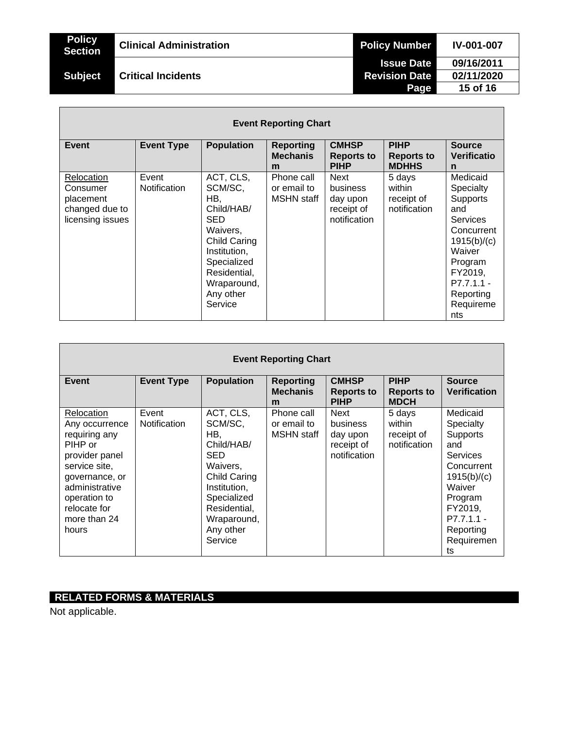| Event Reporting Chart | | | | | | |
|---|---|---|---|---|---|---|
| **Event** | **Event Type** | **Population** | **Reporting Mechanism** | **CMHSP Reports to PIHP** | **PIHP Reports to MDHHS** | **Source Verification** |
| Relocation Consumer placement changed due to licensing issues | Event Notification | ACT, CLS, SCM/SC, HB, Child/HAB/ SED Waivers, Child Caring Institution, Specialized Residential, Wraparound, Any other Service | Phone call or email to MSHN staff | Next business day upon receipt of notification | 5 days within receipt of notification | Medicaid Specialty Supports and Services Concurrent 1915(b)/(c) Waiver Program FY2019, P7.7.1.1 - Reporting Requirements |

| Event Reporting Chart | | | | | | |
|---|---|---|---|---|---|---|
| **Event** | **Event Type** | **Population** | **Reporting Mechanism** | **CMHSP Reports to PIHP** | **PIHP Reports to MDCH** | **Source Verification** |
| Relocation Any occurrence requiring any PIHP or provider panel service site, governance, or administrative operation to relocate for more than 24 hours | Event Notification | ACT, CLS, SCM/SC, HB, Child/HAB/ SED Waivers, Child Caring Institution, Specialized Residential, Wraparound, Any other Service | Phone call or email to MSHN staff | Next business day upon receipt of notification | 5 days within receipt of notification | Medicaid Specialty Supports and Services Concurrent 1915(b)/(c) Waiver Program FY2019, P7.7.1.1 - Reporting Requirements |

## RELATED FORMS & MATERIALS

Not applicable.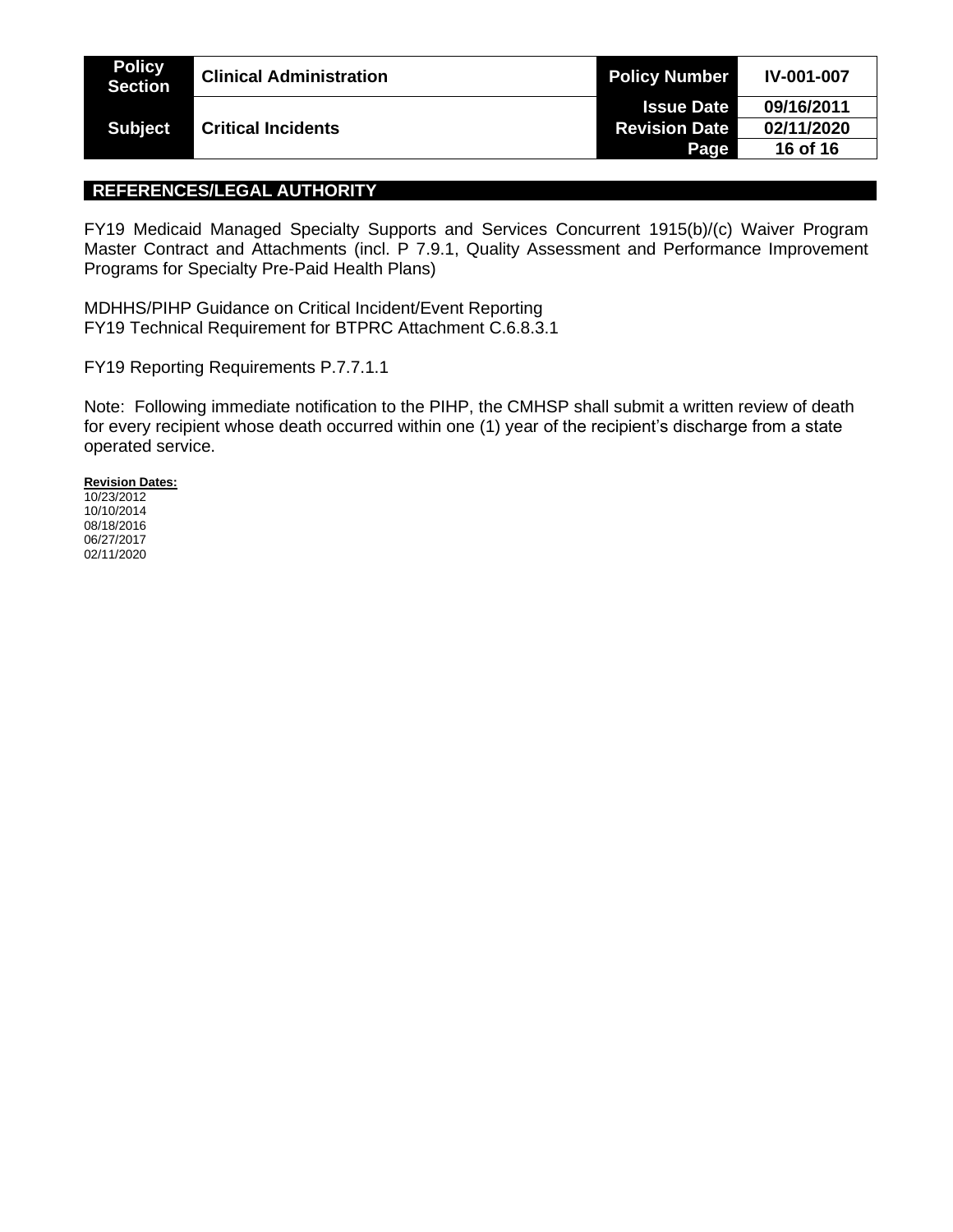## REFERENCES/LEGAL AUTHORITY

FY19 Medicaid Managed Specialty Supports and Services Concurrent 1915(b)/(c) Waiver Program Master Contract and Attachments (incl. P 7.9.1, Quality Assessment and Performance Improvement Programs for Specialty Pre-Paid Health Plans)

MDHHS/PIHP Guidance on Critical Incident/Event Reporting
FY19 Technical Requirement for BTPRC Attachment C.6.8.3.1

FY19 Reporting Requirements P.7.7.1.1

Note: Following immediate notification to the PIHP, the CMHSP shall submit a written review of death for every recipient whose death occurred within one (1) year of the recipient's discharge from a state operated service.

**Revision Dates:**
10/23/2012
10/10/2014
08/18/2016
06/27/2017
02/11/2020